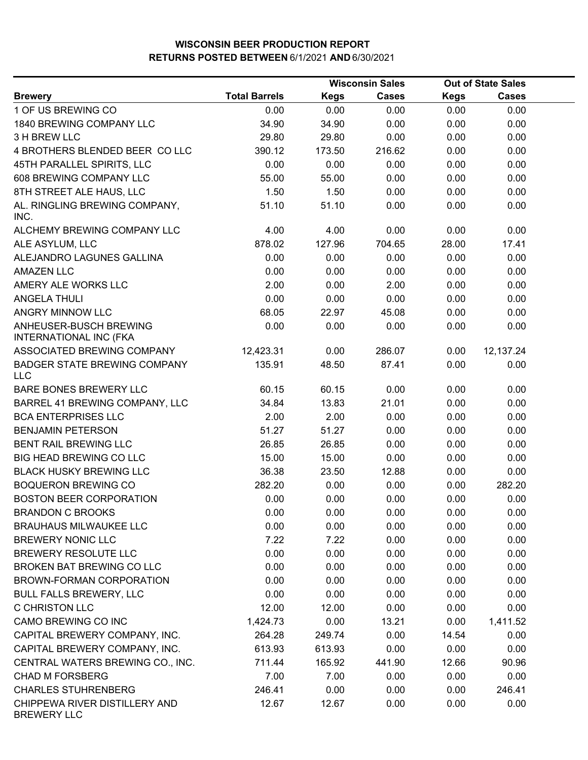# WISCONSIN BEER PRODUCTION REPORT
## RETURNS POSTED BETWEEN 6/1/2021 AND 6/30/2021

| Brewery | Total Barrels | Wisconsin Sales | | Out of State Sales | |
|---|---|---|---|---|---|
| | | Kegs | Cases | Kegs | Cases |
| 1 OF US BREWING CO | 0.00 | 0.00 | 0.00 | 0.00 | 0.00 |
| 1840 BREWING COMPANY LLC | 34.90 | 34.90 | 0.00 | 0.00 | 0.00 |
| 3 H BREW LLC | 29.80 | 29.80 | 0.00 | 0.00 | 0.00 |
| 4 BROTHERS BLENDED BEER CO LLC | 390.12 | 173.50 | 216.62 | 0.00 | 0.00 |
| 45TH PARALLEL SPIRITS, LLC | 0.00 | 0.00 | 0.00 | 0.00 | 0.00 |
| 608 BREWING COMPANY LLC | 55.00 | 55.00 | 0.00 | 0.00 | 0.00 |
| 8TH STREET ALE HAUS, LLC | 1.50 | 1.50 | 0.00 | 0.00 | 0.00 |
| AL. RINGLING BREWING COMPANY, INC. | 51.10 | 51.10 | 0.00 | 0.00 | 0.00 |
| ALCHEMY BREWING COMPANY LLC | 4.00 | 4.00 | 0.00 | 0.00 | 0.00 |
| ALE ASYLUM, LLC | 878.02 | 127.96 | 704.65 | 28.00 | 17.41 |
| ALEJANDRO LAGUNES GALLINA | 0.00 | 0.00 | 0.00 | 0.00 | 0.00 |
| AMAZEN LLC | 0.00 | 0.00 | 0.00 | 0.00 | 0.00 |
| AMERY ALE WORKS LLC | 2.00 | 0.00 | 2.00 | 0.00 | 0.00 |
| ANGELA THULI | 0.00 | 0.00 | 0.00 | 0.00 | 0.00 |
| ANGRY MINNOW LLC | 68.05 | 22.97 | 45.08 | 0.00 | 0.00 |
| ANHEUSER-BUSCH BREWING INTERNATIONAL INC (FKA | 0.00 | 0.00 | 0.00 | 0.00 | 0.00 |
| ASSOCIATED BREWING COMPANY | 12,423.31 | 0.00 | 286.07 | 0.00 | 12,137.24 |
| BADGER STATE BREWING COMPANY LLC | 135.91 | 48.50 | 87.41 | 0.00 | 0.00 |
| BARE BONES BREWERY LLC | 60.15 | 60.15 | 0.00 | 0.00 | 0.00 |
| BARREL 41 BREWING COMPANY, LLC | 34.84 | 13.83 | 21.01 | 0.00 | 0.00 |
| BCA ENTERPRISES LLC | 2.00 | 2.00 | 0.00 | 0.00 | 0.00 |
| BENJAMIN PETERSON | 51.27 | 51.27 | 0.00 | 0.00 | 0.00 |
| BENT RAIL BREWING LLC | 26.85 | 26.85 | 0.00 | 0.00 | 0.00 |
| BIG HEAD BREWING CO LLC | 15.00 | 15.00 | 0.00 | 0.00 | 0.00 |
| BLACK HUSKY BREWING LLC | 36.38 | 23.50 | 12.88 | 0.00 | 0.00 |
| BOQUERON BREWING CO | 282.20 | 0.00 | 0.00 | 0.00 | 282.20 |
| BOSTON BEER CORPORATION | 0.00 | 0.00 | 0.00 | 0.00 | 0.00 |
| BRANDON C BROOKS | 0.00 | 0.00 | 0.00 | 0.00 | 0.00 |
| BRAUHAUS MILWAUKEE LLC | 0.00 | 0.00 | 0.00 | 0.00 | 0.00 |
| BREWERY NONIC LLC | 7.22 | 7.22 | 0.00 | 0.00 | 0.00 |
| BREWERY RESOLUTE LLC | 0.00 | 0.00 | 0.00 | 0.00 | 0.00 |
| BROKEN BAT BREWING CO LLC | 0.00 | 0.00 | 0.00 | 0.00 | 0.00 |
| BROWN-FORMAN CORPORATION | 0.00 | 0.00 | 0.00 | 0.00 | 0.00 |
| BULL FALLS BREWERY, LLC | 0.00 | 0.00 | 0.00 | 0.00 | 0.00 |
| C CHRISTON LLC | 12.00 | 12.00 | 0.00 | 0.00 | 0.00 |
| CAMO BREWING CO INC | 1,424.73 | 0.00 | 13.21 | 0.00 | 1,411.52 |
| CAPITAL BREWERY COMPANY, INC. | 264.28 | 249.74 | 0.00 | 14.54 | 0.00 |
| CAPITAL BREWERY COMPANY, INC. | 613.93 | 613.93 | 0.00 | 0.00 | 0.00 |
| CENTRAL WATERS BREWING CO., INC. | 711.44 | 165.92 | 441.90 | 12.66 | 90.96 |
| CHAD M FORSBERG | 7.00 | 7.00 | 0.00 | 0.00 | 0.00 |
| CHARLES STUHRENBERG | 246.41 | 0.00 | 0.00 | 0.00 | 246.41 |
| CHIPPEWA RIVER DISTILLERY AND BREWERY LLC | 12.67 | 12.67 | 0.00 | 0.00 | 0.00 |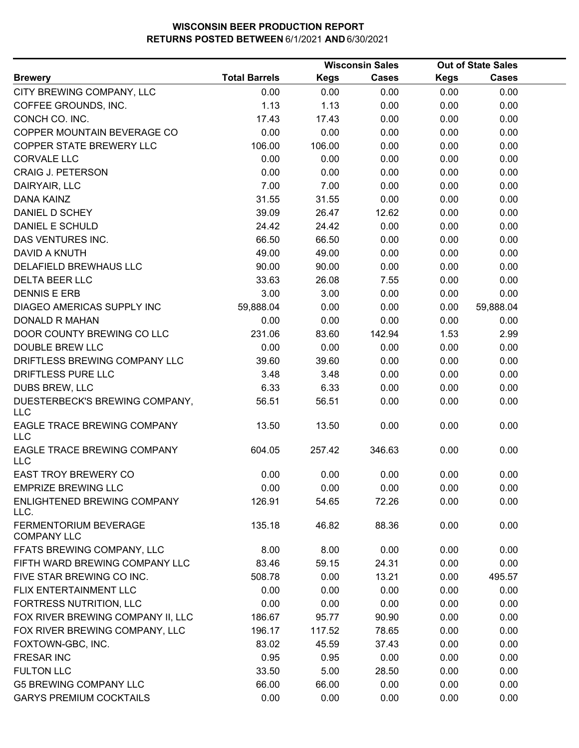# WISCONSIN BEER PRODUCTION REPORT
## RETURNS POSTED BETWEEN 6/1/2021 AND 6/30/2021

| Brewery | Total Barrels | Wisconsin Sales | | Out of State Sales | |
|---|---|---|---|---|---|
| | | Kegs | Cases | Kegs | Cases |
| CITY BREWING COMPANY, LLC | 0.00 | 0.00 | 0.00 | 0.00 | 0.00 |
| COFFEE GROUNDS, INC. | 1.13 | 1.13 | 0.00 | 0.00 | 0.00 |
| CONCH CO. INC. | 17.43 | 17.43 | 0.00 | 0.00 | 0.00 |
| COPPER MOUNTAIN BEVERAGE CO | 0.00 | 0.00 | 0.00 | 0.00 | 0.00 |
| COPPER STATE BREWERY LLC | 106.00 | 106.00 | 0.00 | 0.00 | 0.00 |
| CORVALE LLC | 0.00 | 0.00 | 0.00 | 0.00 | 0.00 |
| CRAIG J. PETERSON | 0.00 | 0.00 | 0.00 | 0.00 | 0.00 |
| DAIRYAIR, LLC | 7.00 | 7.00 | 0.00 | 0.00 | 0.00 |
| DANA KAINZ | 31.55 | 31.55 | 0.00 | 0.00 | 0.00 |
| DANIEL D SCHEY | 39.09 | 26.47 | 12.62 | 0.00 | 0.00 |
| DANIEL E SCHULD | 24.42 | 24.42 | 0.00 | 0.00 | 0.00 |
| DAS VENTURES INC. | 66.50 | 66.50 | 0.00 | 0.00 | 0.00 |
| DAVID A KNUTH | 49.00 | 49.00 | 0.00 | 0.00 | 0.00 |
| DELAFIELD BREWHAUS LLC | 90.00 | 90.00 | 0.00 | 0.00 | 0.00 |
| DELTA BEER LLC | 33.63 | 26.08 | 7.55 | 0.00 | 0.00 |
| DENNIS E ERB | 3.00 | 3.00 | 0.00 | 0.00 | 0.00 |
| DIAGEO AMERICAS SUPPLY INC | 59,888.04 | 0.00 | 0.00 | 0.00 | 59,888.04 |
| DONALD R MAHAN | 0.00 | 0.00 | 0.00 | 0.00 | 0.00 |
| DOOR COUNTY BREWING CO LLC | 231.06 | 83.60 | 142.94 | 1.53 | 2.99 |
| DOUBLE BREW LLC | 0.00 | 0.00 | 0.00 | 0.00 | 0.00 |
| DRIFTLESS BREWING COMPANY LLC | 39.60 | 39.60 | 0.00 | 0.00 | 0.00 |
| DRIFTLESS PURE LLC | 3.48 | 3.48 | 0.00 | 0.00 | 0.00 |
| DUBS BREW, LLC | 6.33 | 6.33 | 0.00 | 0.00 | 0.00 |
| DUESTERBECK'S BREWING COMPANY, LLC | 56.51 | 56.51 | 0.00 | 0.00 | 0.00 |
| EAGLE TRACE BREWING COMPANY LLC | 13.50 | 13.50 | 0.00 | 0.00 | 0.00 |
| EAGLE TRACE BREWING COMPANY LLC | 604.05 | 257.42 | 346.63 | 0.00 | 0.00 |
| EAST TROY BREWERY CO | 0.00 | 0.00 | 0.00 | 0.00 | 0.00 |
| EMPRIZE BREWING LLC | 0.00 | 0.00 | 0.00 | 0.00 | 0.00 |
| ENLIGHTENED BREWING COMPANY LLC. | 126.91 | 54.65 | 72.26 | 0.00 | 0.00 |
| FERMENTORIUM BEVERAGE COMPANY LLC | 135.18 | 46.82 | 88.36 | 0.00 | 0.00 |
| FFATS BREWING COMPANY, LLC | 8.00 | 8.00 | 0.00 | 0.00 | 0.00 |
| FIFTH WARD BREWING COMPANY LLC | 83.46 | 59.15 | 24.31 | 0.00 | 0.00 |
| FIVE STAR BREWING CO INC. | 508.78 | 0.00 | 13.21 | 0.00 | 495.57 |
| FLIX ENTERTAINMENT LLC | 0.00 | 0.00 | 0.00 | 0.00 | 0.00 |
| FORTRESS NUTRITION, LLC | 0.00 | 0.00 | 0.00 | 0.00 | 0.00 |
| FOX RIVER BREWING COMPANY II, LLC | 186.67 | 95.77 | 90.90 | 0.00 | 0.00 |
| FOX RIVER BREWING COMPANY, LLC | 196.17 | 117.52 | 78.65 | 0.00 | 0.00 |
| FOXTOWN-GBC, INC. | 83.02 | 45.59 | 37.43 | 0.00 | 0.00 |
| FRESAR INC | 0.95 | 0.95 | 0.00 | 0.00 | 0.00 |
| FULTON LLC | 33.50 | 5.00 | 28.50 | 0.00 | 0.00 |
| G5 BREWING COMPANY LLC | 66.00 | 66.00 | 0.00 | 0.00 | 0.00 |
| GARYS PREMIUM COCKTAILS | 0.00 | 0.00 | 0.00 | 0.00 | 0.00 |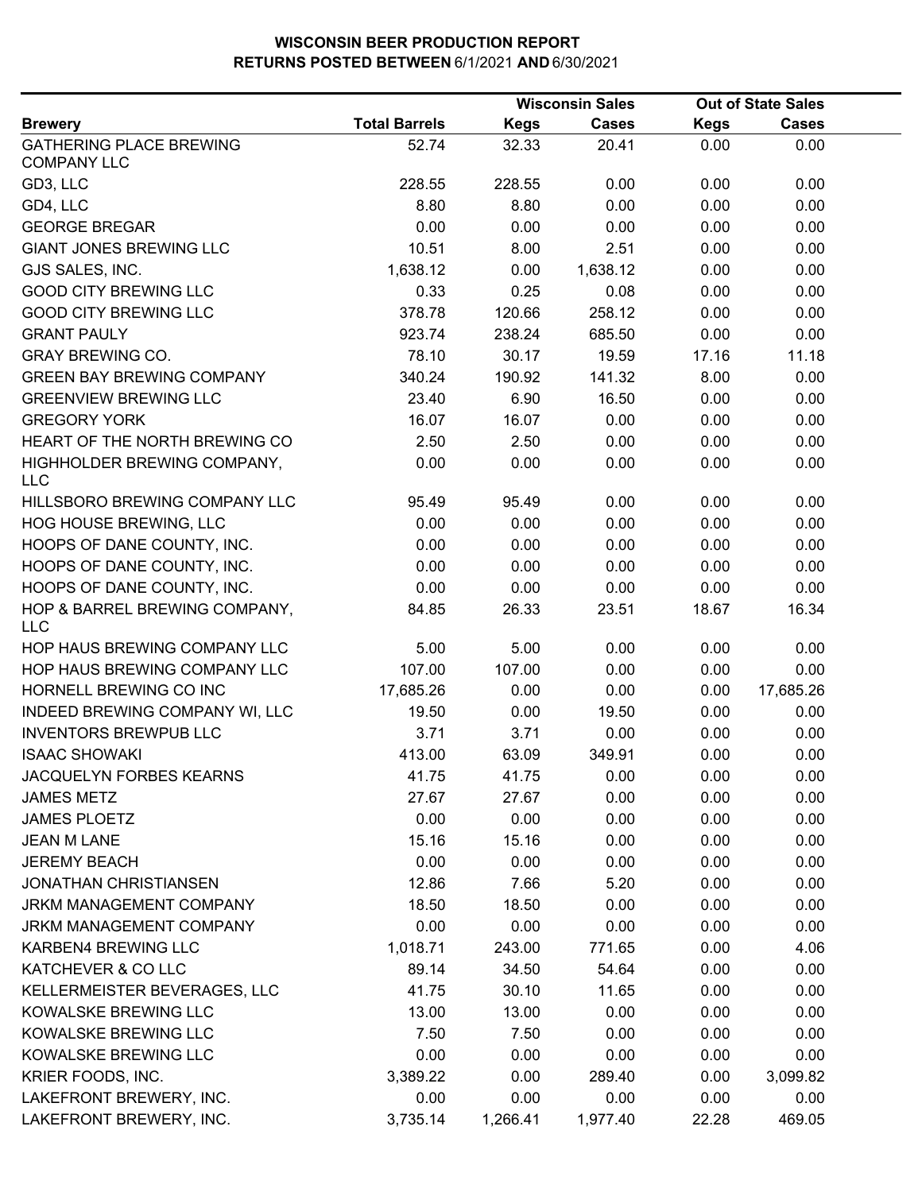# WISCONSIN BEER PRODUCTION REPORT
## RETURNS POSTED BETWEEN 6/1/2021 AND 6/30/2021

| Brewery | Total Barrels | Wisconsin Sales | | Out of State Sales | |
|---|---|---|---|---|---|
| | | Kegs | Cases | Kegs | Cases |
| GATHERING PLACE BREWING COMPANY LLC | 52.74 | 32.33 | 20.41 | 0.00 | 0.00 |
| GD3, LLC | 228.55 | 228.55 | 0.00 | 0.00 | 0.00 |
| GD4, LLC | 8.80 | 8.80 | 0.00 | 0.00 | 0.00 |
| GEORGE BREGAR | 0.00 | 0.00 | 0.00 | 0.00 | 0.00 |
| GIANT JONES BREWING LLC | 10.51 | 8.00 | 2.51 | 0.00 | 0.00 |
| GJS SALES, INC. | 1,638.12 | 0.00 | 1,638.12 | 0.00 | 0.00 |
| GOOD CITY BREWING LLC | 0.33 | 0.25 | 0.08 | 0.00 | 0.00 |
| GOOD CITY BREWING LLC | 378.78 | 120.66 | 258.12 | 0.00 | 0.00 |
| GRANT PAULY | 923.74 | 238.24 | 685.50 | 0.00 | 0.00 |
| GRAY BREWING CO. | 78.10 | 30.17 | 19.59 | 17.16 | 11.18 |
| GREEN BAY BREWING COMPANY | 340.24 | 190.92 | 141.32 | 8.00 | 0.00 |
| GREENVIEW BREWING LLC | 23.40 | 6.90 | 16.50 | 0.00 | 0.00 |
| GREGORY YORK | 16.07 | 16.07 | 0.00 | 0.00 | 0.00 |
| HEART OF THE NORTH BREWING CO | 2.50 | 2.50 | 0.00 | 0.00 | 0.00 |
| HIGHHOLDER BREWING COMPANY, LLC | 0.00 | 0.00 | 0.00 | 0.00 | 0.00 |
| HILLSBORO BREWING COMPANY LLC | 95.49 | 95.49 | 0.00 | 0.00 | 0.00 |
| HOG HOUSE BREWING, LLC | 0.00 | 0.00 | 0.00 | 0.00 | 0.00 |
| HOOPS OF DANE COUNTY, INC. | 0.00 | 0.00 | 0.00 | 0.00 | 0.00 |
| HOOPS OF DANE COUNTY, INC. | 0.00 | 0.00 | 0.00 | 0.00 | 0.00 |
| HOOPS OF DANE COUNTY, INC. | 0.00 | 0.00 | 0.00 | 0.00 | 0.00 |
| HOP & BARREL BREWING COMPANY, LLC | 84.85 | 26.33 | 23.51 | 18.67 | 16.34 |
| HOP HAUS BREWING COMPANY LLC | 5.00 | 5.00 | 0.00 | 0.00 | 0.00 |
| HOP HAUS BREWING COMPANY LLC | 107.00 | 107.00 | 0.00 | 0.00 | 0.00 |
| HORNELL BREWING CO INC | 17,685.26 | 0.00 | 0.00 | 0.00 | 17,685.26 |
| INDEED BREWING COMPANY WI, LLC | 19.50 | 0.00 | 19.50 | 0.00 | 0.00 |
| INVENTORS BREWPUB LLC | 3.71 | 3.71 | 0.00 | 0.00 | 0.00 |
| ISAAC SHOWAKI | 413.00 | 63.09 | 349.91 | 0.00 | 0.00 |
| JACQUELYN FORBES KEARNS | 41.75 | 41.75 | 0.00 | 0.00 | 0.00 |
| JAMES METZ | 27.67 | 27.67 | 0.00 | 0.00 | 0.00 |
| JAMES PLOETZ | 0.00 | 0.00 | 0.00 | 0.00 | 0.00 |
| JEAN M LANE | 15.16 | 15.16 | 0.00 | 0.00 | 0.00 |
| JEREMY BEACH | 0.00 | 0.00 | 0.00 | 0.00 | 0.00 |
| JONATHAN CHRISTIANSEN | 12.86 | 7.66 | 5.20 | 0.00 | 0.00 |
| JRKM MANAGEMENT COMPANY | 18.50 | 18.50 | 0.00 | 0.00 | 0.00 |
| JRKM MANAGEMENT COMPANY | 0.00 | 0.00 | 0.00 | 0.00 | 0.00 |
| KARBEN4 BREWING LLC | 1,018.71 | 243.00 | 771.65 | 0.00 | 4.06 |
| KATCHEVER & CO LLC | 89.14 | 34.50 | 54.64 | 0.00 | 0.00 |
| KELLERMEISTER BEVERAGES, LLC | 41.75 | 30.10 | 11.65 | 0.00 | 0.00 |
| KOWALSKE BREWING LLC | 13.00 | 13.00 | 0.00 | 0.00 | 0.00 |
| KOWALSKE BREWING LLC | 7.50 | 7.50 | 0.00 | 0.00 | 0.00 |
| KOWALSKE BREWING LLC | 0.00 | 0.00 | 0.00 | 0.00 | 0.00 |
| KRIER FOODS, INC. | 3,389.22 | 0.00 | 289.40 | 0.00 | 3,099.82 |
| LAKEFRONT BREWERY, INC. | 0.00 | 0.00 | 0.00 | 0.00 | 0.00 |
| LAKEFRONT BREWERY, INC. | 3,735.14 | 1,266.41 | 1,977.40 | 22.28 | 469.05 |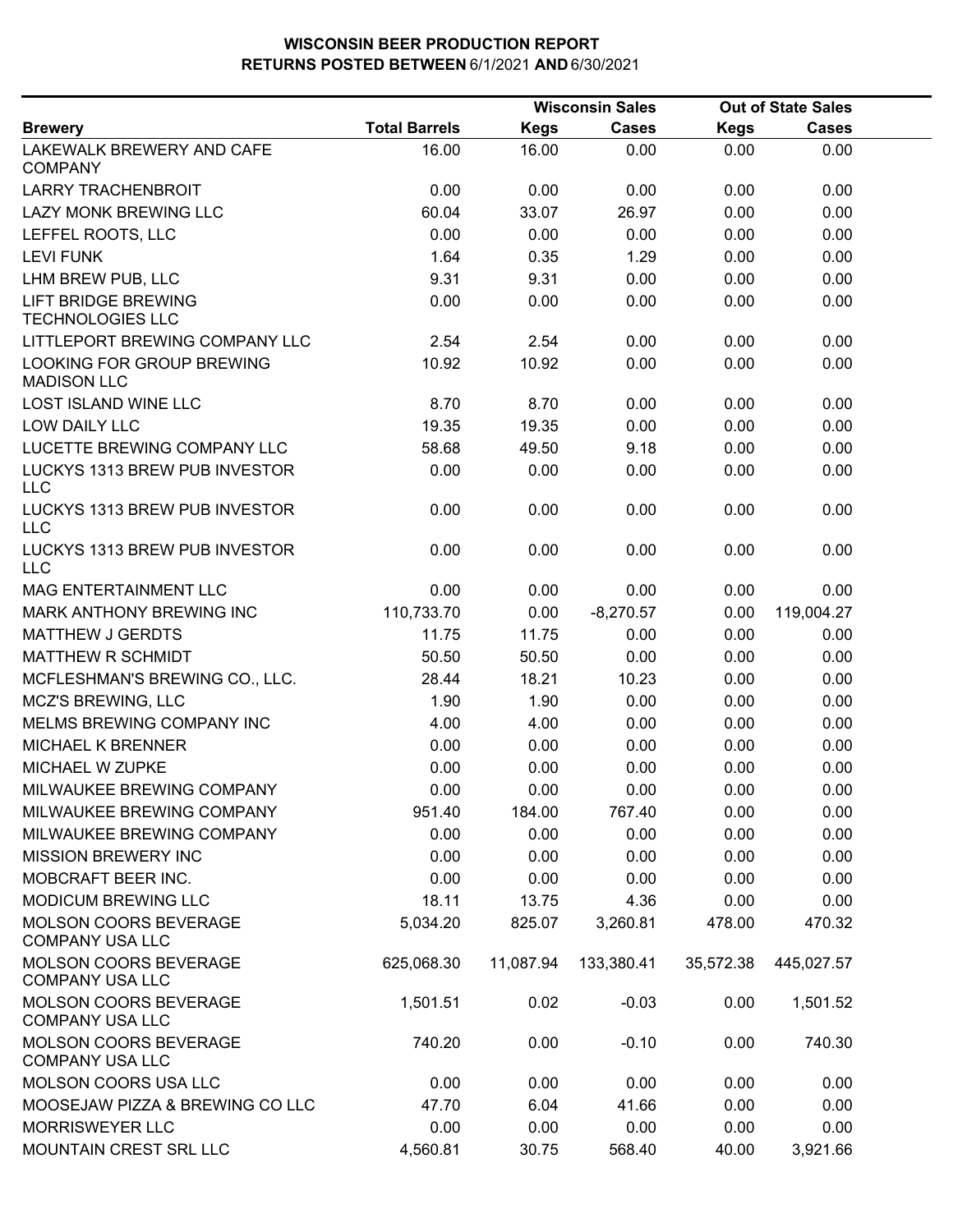# WISCONSIN BEER PRODUCTION REPORT
## RETURNS POSTED BETWEEN 6/1/2021 AND 6/30/2021

| Brewery | Total Barrels | Wisconsin Sales | | Out of State Sales | |
|---|---|---|---|---|---|
| | | Kegs | Cases | Kegs | Cases |
| LAKEWALK BREWERY AND CAFE COMPANY | 16.00 | 16.00 | 0.00 | 0.00 | 0.00 |
| LARRY TRACHENBROIT | 0.00 | 0.00 | 0.00 | 0.00 | 0.00 |
| LAZY MONK BREWING LLC | 60.04 | 33.07 | 26.97 | 0.00 | 0.00 |
| LEFFEL ROOTS, LLC | 0.00 | 0.00 | 0.00 | 0.00 | 0.00 |
| LEVI FUNK | 1.64 | 0.35 | 1.29 | 0.00 | 0.00 |
| LHM BREW PUB, LLC | 9.31 | 9.31 | 0.00 | 0.00 | 0.00 |
| LIFT BRIDGE BREWING TECHNOLOGIES LLC | 0.00 | 0.00 | 0.00 | 0.00 | 0.00 |
| LITTLEPORT BREWING COMPANY LLC | 2.54 | 2.54 | 0.00 | 0.00 | 0.00 |
| LOOKING FOR GROUP BREWING MADISON LLC | 10.92 | 10.92 | 0.00 | 0.00 | 0.00 |
| LOST ISLAND WINE LLC | 8.70 | 8.70 | 0.00 | 0.00 | 0.00 |
| LOW DAILY LLC | 19.35 | 19.35 | 0.00 | 0.00 | 0.00 |
| LUCETTE BREWING COMPANY LLC | 58.68 | 49.50 | 9.18 | 0.00 | 0.00 |
| LUCKYS 1313 BREW PUB INVESTOR LLC | 0.00 | 0.00 | 0.00 | 0.00 | 0.00 |
| LUCKYS 1313 BREW PUB INVESTOR LLC | 0.00 | 0.00 | 0.00 | 0.00 | 0.00 |
| LUCKYS 1313 BREW PUB INVESTOR LLC | 0.00 | 0.00 | 0.00 | 0.00 | 0.00 |
| MAG ENTERTAINMENT LLC | 0.00 | 0.00 | 0.00 | 0.00 | 0.00 |
| MARK ANTHONY BREWING INC | 110,733.70 | 0.00 | -8,270.57 | 0.00 | 119,004.27 |
| MATTHEW J GERDTS | 11.75 | 11.75 | 0.00 | 0.00 | 0.00 |
| MATTHEW R SCHMIDT | 50.50 | 50.50 | 0.00 | 0.00 | 0.00 |
| MCFLESHMAN'S BREWING CO., LLC. | 28.44 | 18.21 | 10.23 | 0.00 | 0.00 |
| MCZ'S BREWING, LLC | 1.90 | 1.90 | 0.00 | 0.00 | 0.00 |
| MELMS BREWING COMPANY INC | 4.00 | 4.00 | 0.00 | 0.00 | 0.00 |
| MICHAEL K BRENNER | 0.00 | 0.00 | 0.00 | 0.00 | 0.00 |
| MICHAEL W ZUPKE | 0.00 | 0.00 | 0.00 | 0.00 | 0.00 |
| MILWAUKEE BREWING COMPANY | 0.00 | 0.00 | 0.00 | 0.00 | 0.00 |
| MILWAUKEE BREWING COMPANY | 951.40 | 184.00 | 767.40 | 0.00 | 0.00 |
| MILWAUKEE BREWING COMPANY | 0.00 | 0.00 | 0.00 | 0.00 | 0.00 |
| MISSION BREWERY INC | 0.00 | 0.00 | 0.00 | 0.00 | 0.00 |
| MOBCRAFT BEER INC. | 0.00 | 0.00 | 0.00 | 0.00 | 0.00 |
| MODICUM BREWING LLC | 18.11 | 13.75 | 4.36 | 0.00 | 0.00 |
| MOLSON COORS BEVERAGE COMPANY USA LLC | 5,034.20 | 825.07 | 3,260.81 | 478.00 | 470.32 |
| MOLSON COORS BEVERAGE COMPANY USA LLC | 625,068.30 | 11,087.94 | 133,380.41 | 35,572.38 | 445,027.57 |
| MOLSON COORS BEVERAGE COMPANY USA LLC | 1,501.51 | 0.02 | -0.03 | 0.00 | 1,501.52 |
| MOLSON COORS BEVERAGE COMPANY USA LLC | 740.20 | 0.00 | -0.10 | 0.00 | 740.30 |
| MOLSON COORS USA LLC | 0.00 | 0.00 | 0.00 | 0.00 | 0.00 |
| MOOSEJAW PIZZA & BREWING CO LLC | 47.70 | 6.04 | 41.66 | 0.00 | 0.00 |
| MORRISWEYER LLC | 0.00 | 0.00 | 0.00 | 0.00 | 0.00 |
| MOUNTAIN CREST SRL LLC | 4,560.81 | 30.75 | 568.40 | 40.00 | 3,921.66 |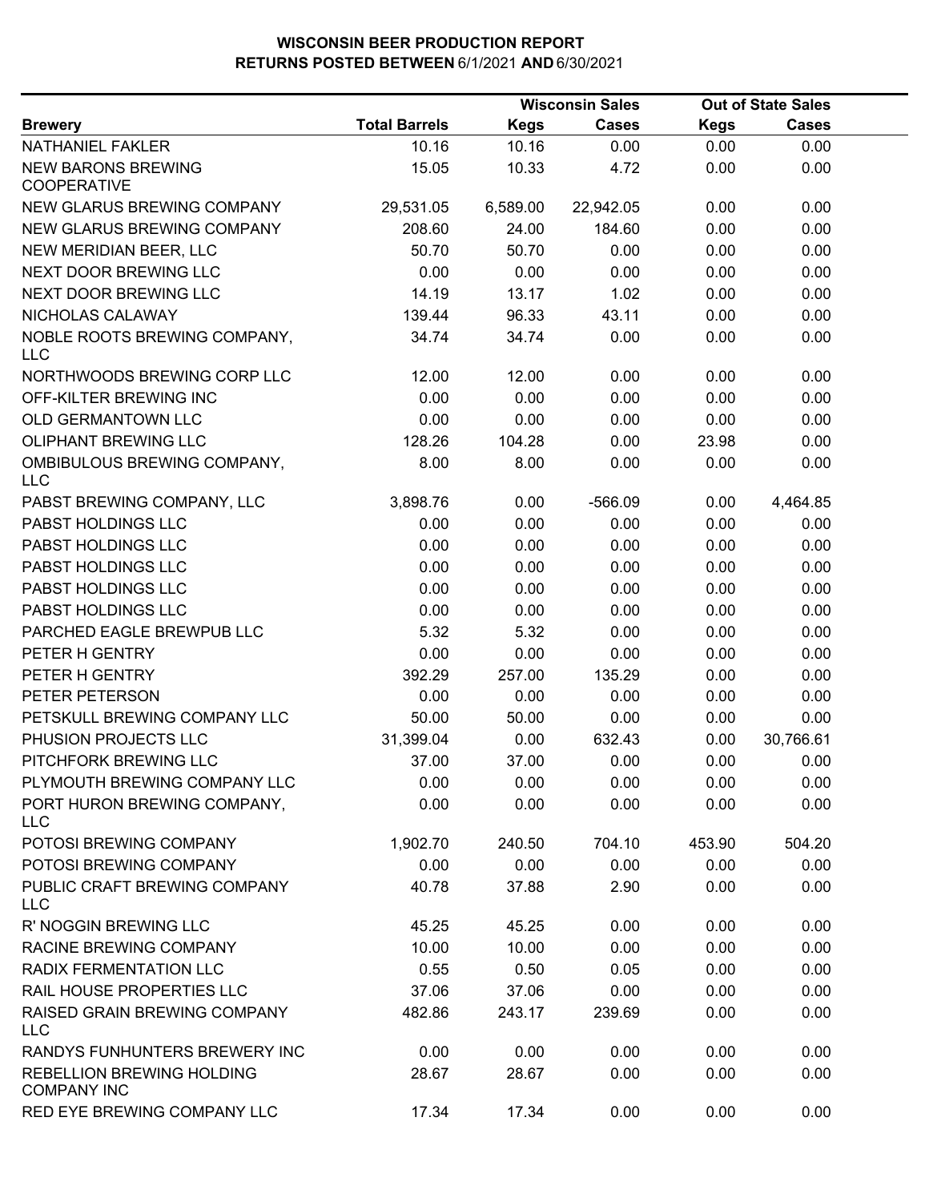# WISCONSIN BEER PRODUCTION REPORT
## RETURNS POSTED BETWEEN 6/1/2021 AND 6/30/2021

| Brewery | Total Barrels | Wisconsin Sales | | Out of State Sales | |
|---|---|---|---|---|---|
| | | Kegs | Cases | Kegs | Cases |
| NATHANIEL FAKLER | 10.16 | 10.16 | 0.00 | 0.00 | 0.00 |
| NEW BARONS BREWING COOPERATIVE | 15.05 | 10.33 | 4.72 | 0.00 | 0.00 |
| NEW GLARUS BREWING COMPANY | 29,531.05 | 6,589.00 | 22,942.05 | 0.00 | 0.00 |
| NEW GLARUS BREWING COMPANY | 208.60 | 24.00 | 184.60 | 0.00 | 0.00 |
| NEW MERIDIAN BEER, LLC | 50.70 | 50.70 | 0.00 | 0.00 | 0.00 |
| NEXT DOOR BREWING LLC | 0.00 | 0.00 | 0.00 | 0.00 | 0.00 |
| NEXT DOOR BREWING LLC | 14.19 | 13.17 | 1.02 | 0.00 | 0.00 |
| NICHOLAS CALAWAY | 139.44 | 96.33 | 43.11 | 0.00 | 0.00 |
| NOBLE ROOTS BREWING COMPANY, LLC | 34.74 | 34.74 | 0.00 | 0.00 | 0.00 |
| NORTHWOODS BREWING CORP LLC | 12.00 | 12.00 | 0.00 | 0.00 | 0.00 |
| OFF-KILTER BREWING INC | 0.00 | 0.00 | 0.00 | 0.00 | 0.00 |
| OLD GERMANTOWN LLC | 0.00 | 0.00 | 0.00 | 0.00 | 0.00 |
| OLIPHANT BREWING LLC | 128.26 | 104.28 | 0.00 | 23.98 | 0.00 |
| OMBIBULOUS BREWING COMPANY, LLC | 8.00 | 8.00 | 0.00 | 0.00 | 0.00 |
| PABST BREWING COMPANY, LLC | 3,898.76 | 0.00 | -566.09 | 0.00 | 4,464.85 |
| PABST HOLDINGS LLC | 0.00 | 0.00 | 0.00 | 0.00 | 0.00 |
| PABST HOLDINGS LLC | 0.00 | 0.00 | 0.00 | 0.00 | 0.00 |
| PABST HOLDINGS LLC | 0.00 | 0.00 | 0.00 | 0.00 | 0.00 |
| PABST HOLDINGS LLC | 0.00 | 0.00 | 0.00 | 0.00 | 0.00 |
| PABST HOLDINGS LLC | 0.00 | 0.00 | 0.00 | 0.00 | 0.00 |
| PARCHED EAGLE BREWPUB LLC | 5.32 | 5.32 | 0.00 | 0.00 | 0.00 |
| PETER H GENTRY | 0.00 | 0.00 | 0.00 | 0.00 | 0.00 |
| PETER H GENTRY | 392.29 | 257.00 | 135.29 | 0.00 | 0.00 |
| PETER PETERSON | 0.00 | 0.00 | 0.00 | 0.00 | 0.00 |
| PETSKULL BREWING COMPANY LLC | 50.00 | 50.00 | 0.00 | 0.00 | 0.00 |
| PHUSION PROJECTS LLC | 31,399.04 | 0.00 | 632.43 | 0.00 | 30,766.61 |
| PITCHFORK BREWING LLC | 37.00 | 37.00 | 0.00 | 0.00 | 0.00 |
| PLYMOUTH BREWING COMPANY LLC | 0.00 | 0.00 | 0.00 | 0.00 | 0.00 |
| PORT HURON BREWING COMPANY, LLC | 0.00 | 0.00 | 0.00 | 0.00 | 0.00 |
| POTOSI BREWING COMPANY | 1,902.70 | 240.50 | 704.10 | 453.90 | 504.20 |
| POTOSI BREWING COMPANY | 0.00 | 0.00 | 0.00 | 0.00 | 0.00 |
| PUBLIC CRAFT BREWING COMPANY LLC | 40.78 | 37.88 | 2.90 | 0.00 | 0.00 |
| R' NOGGIN BREWING LLC | 45.25 | 45.25 | 0.00 | 0.00 | 0.00 |
| RACINE BREWING COMPANY | 10.00 | 10.00 | 0.00 | 0.00 | 0.00 |
| RADIX FERMENTATION LLC | 0.55 | 0.50 | 0.05 | 0.00 | 0.00 |
| RAIL HOUSE PROPERTIES LLC | 37.06 | 37.06 | 0.00 | 0.00 | 0.00 |
| RAISED GRAIN BREWING COMPANY LLC | 482.86 | 243.17 | 239.69 | 0.00 | 0.00 |
| RANDYS FUNHUNTERS BREWERY INC | 0.00 | 0.00 | 0.00 | 0.00 | 0.00 |
| REBELLION BREWING HOLDING COMPANY INC | 28.67 | 28.67 | 0.00 | 0.00 | 0.00 |
| RED EYE BREWING COMPANY LLC | 17.34 | 17.34 | 0.00 | 0.00 | 0.00 |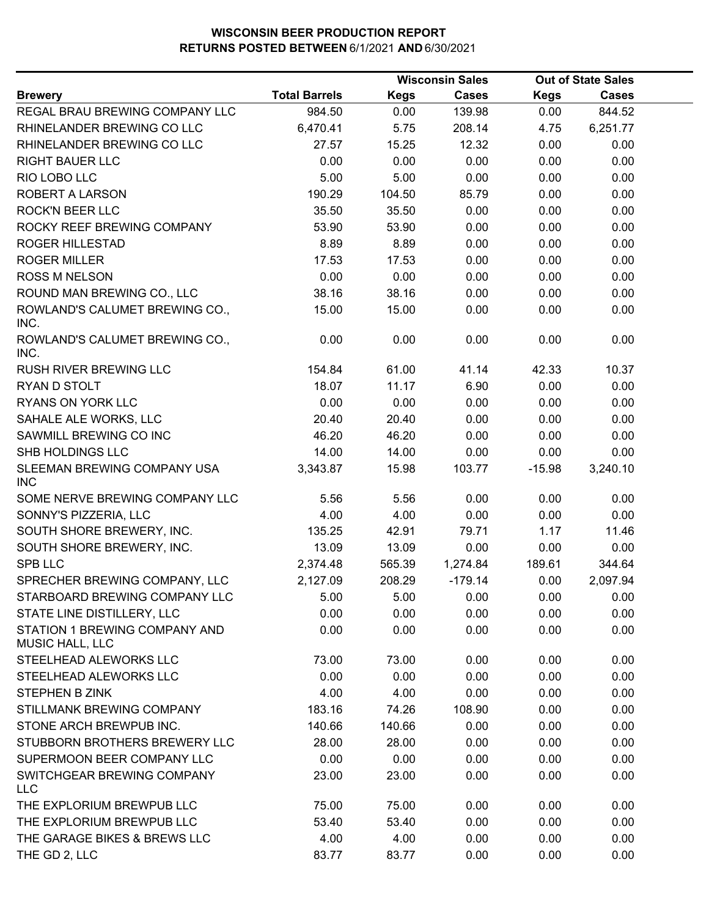# WISCONSIN BEER PRODUCTION REPORT
## RETURNS POSTED BETWEEN 6/1/2021 AND 6/30/2021

| Brewery | Total Barrels | Wisconsin Sales Kegs | Wisconsin Sales Cases | Out of State Sales Kegs | Out of State Sales Cases |
|---|---|---|---|---|---|
| REGAL BRAU BREWING COMPANY LLC | 984.50 | 0.00 | 139.98 | 0.00 | 844.52 |
| RHINELANDER BREWING CO LLC | 6,470.41 | 5.75 | 208.14 | 4.75 | 6,251.77 |
| RHINELANDER BREWING CO LLC | 27.57 | 15.25 | 12.32 | 0.00 | 0.00 |
| RIGHT BAUER LLC | 0.00 | 0.00 | 0.00 | 0.00 | 0.00 |
| RIO LOBO LLC | 5.00 | 5.00 | 0.00 | 0.00 | 0.00 |
| ROBERT A LARSON | 190.29 | 104.50 | 85.79 | 0.00 | 0.00 |
| ROCK'N BEER LLC | 35.50 | 35.50 | 0.00 | 0.00 | 0.00 |
| ROCKY REEF BREWING COMPANY | 53.90 | 53.90 | 0.00 | 0.00 | 0.00 |
| ROGER HILLESTAD | 8.89 | 8.89 | 0.00 | 0.00 | 0.00 |
| ROGER MILLER | 17.53 | 17.53 | 0.00 | 0.00 | 0.00 |
| ROSS M NELSON | 0.00 | 0.00 | 0.00 | 0.00 | 0.00 |
| ROUND MAN BREWING CO., LLC | 38.16 | 38.16 | 0.00 | 0.00 | 0.00 |
| ROWLAND'S CALUMET BREWING CO., INC. | 15.00 | 15.00 | 0.00 | 0.00 | 0.00 |
| ROWLAND'S CALUMET BREWING CO., INC. | 0.00 | 0.00 | 0.00 | 0.00 | 0.00 |
| RUSH RIVER BREWING LLC | 154.84 | 61.00 | 41.14 | 42.33 | 10.37 |
| RYAN D STOLT | 18.07 | 11.17 | 6.90 | 0.00 | 0.00 |
| RYANS ON YORK LLC | 0.00 | 0.00 | 0.00 | 0.00 | 0.00 |
| SAHALE ALE WORKS, LLC | 20.40 | 20.40 | 0.00 | 0.00 | 0.00 |
| SAWMILL BREWING CO INC | 46.20 | 46.20 | 0.00 | 0.00 | 0.00 |
| SHB HOLDINGS LLC | 14.00 | 14.00 | 0.00 | 0.00 | 0.00 |
| SLEEMAN BREWING COMPANY USA INC | 3,343.87 | 15.98 | 103.77 | -15.98 | 3,240.10 |
| SOME NERVE BREWING COMPANY LLC | 5.56 | 5.56 | 0.00 | 0.00 | 0.00 |
| SONNY'S PIZZERIA, LLC | 4.00 | 4.00 | 0.00 | 0.00 | 0.00 |
| SOUTH SHORE BREWERY, INC. | 135.25 | 42.91 | 79.71 | 1.17 | 11.46 |
| SOUTH SHORE BREWERY, INC. | 13.09 | 13.09 | 0.00 | 0.00 | 0.00 |
| SPB LLC | 2,374.48 | 565.39 | 1,274.84 | 189.61 | 344.64 |
| SPRECHER BREWING COMPANY, LLC | 2,127.09 | 208.29 | -179.14 | 0.00 | 2,097.94 |
| STARBOARD BREWING COMPANY LLC | 5.00 | 5.00 | 0.00 | 0.00 | 0.00 |
| STATE LINE DISTILLERY, LLC | 0.00 | 0.00 | 0.00 | 0.00 | 0.00 |
| STATION 1 BREWING COMPANY AND MUSIC HALL, LLC | 0.00 | 0.00 | 0.00 | 0.00 | 0.00 |
| STEELHEAD ALEWORKS LLC | 73.00 | 73.00 | 0.00 | 0.00 | 0.00 |
| STEELHEAD ALEWORKS LLC | 0.00 | 0.00 | 0.00 | 0.00 | 0.00 |
| STEPHEN B ZINK | 4.00 | 4.00 | 0.00 | 0.00 | 0.00 |
| STILLMANK BREWING COMPANY | 183.16 | 74.26 | 108.90 | 0.00 | 0.00 |
| STONE ARCH BREWPUB INC. | 140.66 | 140.66 | 0.00 | 0.00 | 0.00 |
| STUBBORN BROTHERS BREWERY LLC | 28.00 | 28.00 | 0.00 | 0.00 | 0.00 |
| SUPERMOON BEER COMPANY LLC | 0.00 | 0.00 | 0.00 | 0.00 | 0.00 |
| SWITCHGEAR BREWING COMPANY LLC | 23.00 | 23.00 | 0.00 | 0.00 | 0.00 |
| THE EXPLORIUM BREWPUB LLC | 75.00 | 75.00 | 0.00 | 0.00 | 0.00 |
| THE EXPLORIUM BREWPUB LLC | 53.40 | 53.40 | 0.00 | 0.00 | 0.00 |
| THE GARAGE BIKES & BREWS LLC | 4.00 | 4.00 | 0.00 | 0.00 | 0.00 |
| THE GD 2, LLC | 83.77 | 83.77 | 0.00 | 0.00 | 0.00 |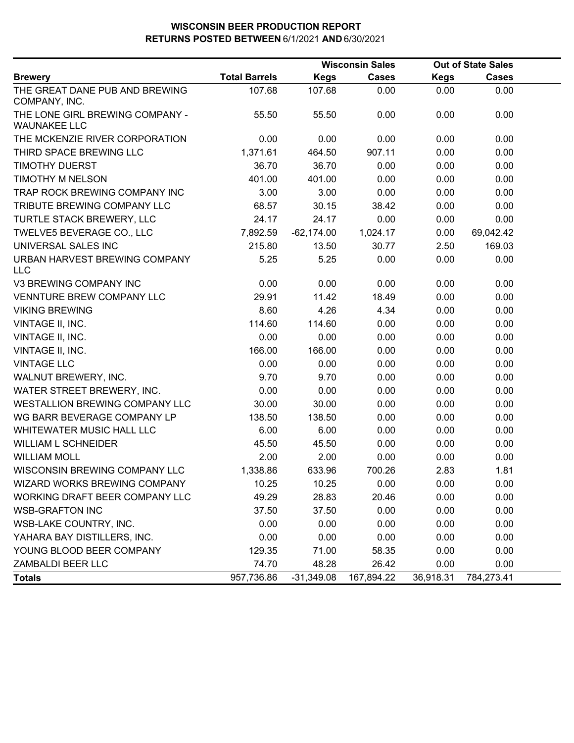**WISCONSIN BEER PRODUCTION REPORT**
**RETURNS POSTED BETWEEN 6/1/2021 AND 6/30/2021**

| | | Wisconsin Sales | | Out of State Sales | |
|---|---|---|---|---|---|
| **Brewery** | **Total Barrels** | **Kegs** | **Cases** | **Kegs** | **Cases** |
| THE GREAT DANE PUB AND BREWING COMPANY, INC. | 107.68 | 107.68 | 0.00 | 0.00 | 0.00 |
| THE LONE GIRL BREWING COMPANY - WAUNAKEE LLC | 55.50 | 55.50 | 0.00 | 0.00 | 0.00 |
| THE MCKENZIE RIVER CORPORATION | 0.00 | 0.00 | 0.00 | 0.00 | 0.00 |
| THIRD SPACE BREWING LLC | 1,371.61 | 464.50 | 907.11 | 0.00 | 0.00 |
| TIMOTHY DUERST | 36.70 | 36.70 | 0.00 | 0.00 | 0.00 |
| TIMOTHY M NELSON | 401.00 | 401.00 | 0.00 | 0.00 | 0.00 |
| TRAP ROCK BREWING COMPANY INC | 3.00 | 3.00 | 0.00 | 0.00 | 0.00 |
| TRIBUTE BREWING COMPANY LLC | 68.57 | 30.15 | 38.42 | 0.00 | 0.00 |
| TURTLE STACK BREWERY, LLC | 24.17 | 24.17 | 0.00 | 0.00 | 0.00 |
| TWELVE5 BEVERAGE CO., LLC | 7,892.59 | -62,174.00 | 1,024.17 | 0.00 | 69,042.42 |
| UNIVERSAL SALES INC | 215.80 | 13.50 | 30.77 | 2.50 | 169.03 |
| URBAN HARVEST BREWING COMPANY LLC | 5.25 | 5.25 | 0.00 | 0.00 | 0.00 |
| V3 BREWING COMPANY INC | 0.00 | 0.00 | 0.00 | 0.00 | 0.00 |
| VENNTURE BREW COMPANY LLC | 29.91 | 11.42 | 18.49 | 0.00 | 0.00 |
| VIKING BREWING | 8.60 | 4.26 | 4.34 | 0.00 | 0.00 |
| VINTAGE II, INC. | 114.60 | 114.60 | 0.00 | 0.00 | 0.00 |
| VINTAGE II, INC. | 0.00 | 0.00 | 0.00 | 0.00 | 0.00 |
| VINTAGE II, INC. | 166.00 | 166.00 | 0.00 | 0.00 | 0.00 |
| VINTAGE LLC | 0.00 | 0.00 | 0.00 | 0.00 | 0.00 |
| WALNUT BREWERY, INC. | 9.70 | 9.70 | 0.00 | 0.00 | 0.00 |
| WATER STREET BREWERY, INC. | 0.00 | 0.00 | 0.00 | 0.00 | 0.00 |
| WESTALLION BREWING COMPANY LLC | 30.00 | 30.00 | 0.00 | 0.00 | 0.00 |
| WG BARR BEVERAGE COMPANY LP | 138.50 | 138.50 | 0.00 | 0.00 | 0.00 |
| WHITEWATER MUSIC HALL LLC | 6.00 | 6.00 | 0.00 | 0.00 | 0.00 |
| WILLIAM L SCHNEIDER | 45.50 | 45.50 | 0.00 | 0.00 | 0.00 |
| WILLIAM MOLL | 2.00 | 2.00 | 0.00 | 0.00 | 0.00 |
| WISCONSIN BREWING COMPANY LLC | 1,338.86 | 633.96 | 700.26 | 2.83 | 1.81 |
| WIZARD WORKS BREWING COMPANY | 10.25 | 10.25 | 0.00 | 0.00 | 0.00 |
| WORKING DRAFT BEER COMPANY LLC | 49.29 | 28.83 | 20.46 | 0.00 | 0.00 |
| WSB-GRAFTON INC | 37.50 | 37.50 | 0.00 | 0.00 | 0.00 |
| WSB-LAKE COUNTRY, INC. | 0.00 | 0.00 | 0.00 | 0.00 | 0.00 |
| YAHARA BAY DISTILLERS, INC. | 0.00 | 0.00 | 0.00 | 0.00 | 0.00 |
| YOUNG BLOOD BEER COMPANY | 129.35 | 71.00 | 58.35 | 0.00 | 0.00 |
| ZAMBALDI BEER LLC | 74.70 | 48.28 | 26.42 | 0.00 | 0.00 |
| **Totals** | 957,736.86 | -31,349.08 | 167,894.22 | 36,918.31 | 784,273.41 |